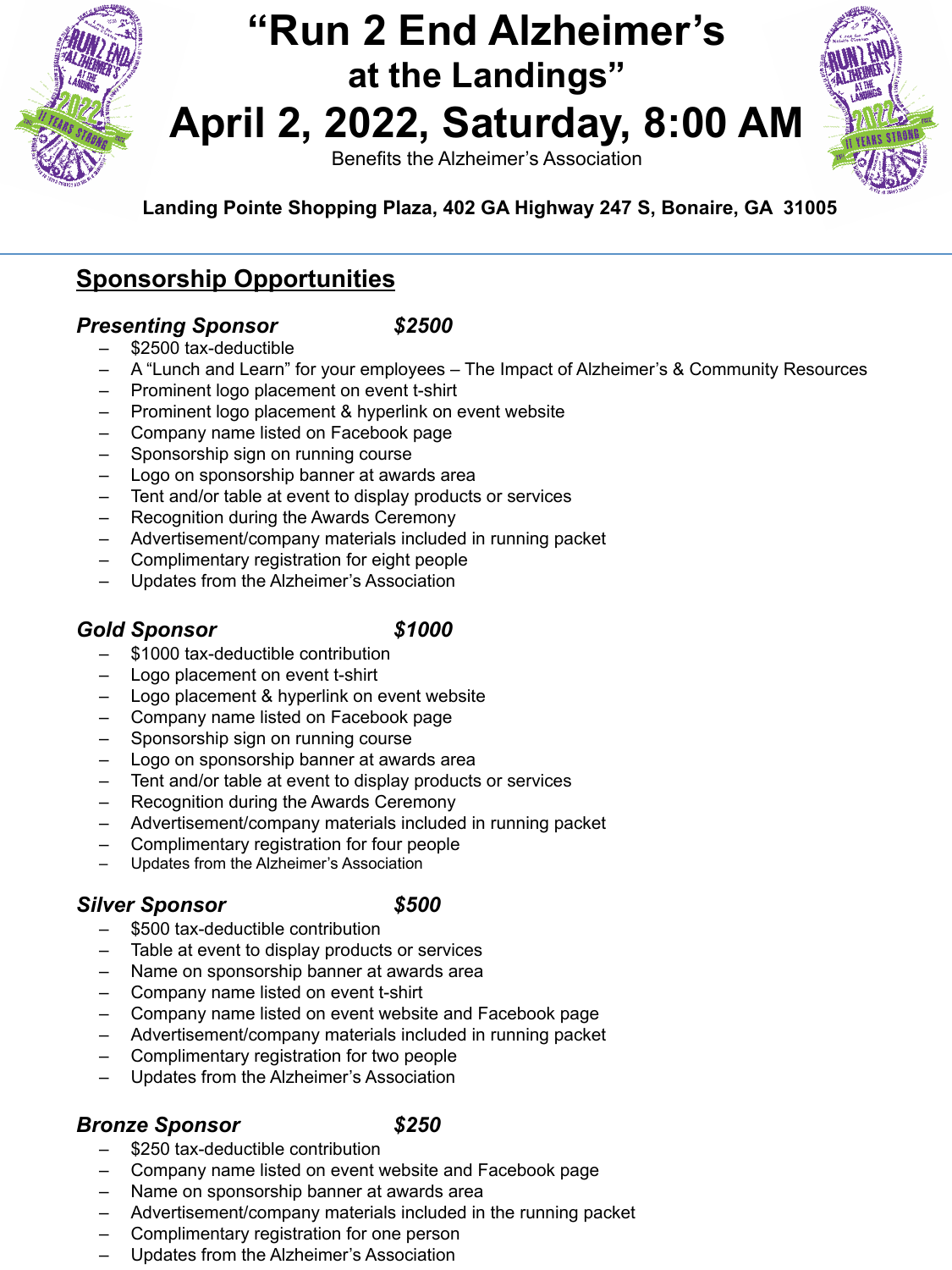# "Run 2 End Alzheimer's
## at the Landings"
# April 2, 2022, Saturday, 8:00 AM

Benefits the Alzheimer's Association

**Landing Pointe Shopping Plaza, 402 GA Highway 247 S, Bonaire, GA 31005**

---

## Sponsorship Opportunities

### *Presenting Sponsor $2500*

- $2500 tax-deductible
- A "Lunch and Learn" for your employees – The Impact of Alzheimer's & Community Resources
- Prominent logo placement on event t-shirt
- Prominent logo placement & hyperlink on event website
- Company name listed on Facebook page
- Sponsorship sign on running course
- Logo on sponsorship banner at awards area
- Tent and/or table at event to display products or services
- Recognition during the Awards Ceremony
- Advertisement/company materials included in running packet
- Complimentary registration for eight people
- Updates from the Alzheimer's Association

### *Gold Sponsor $1000*

- $1000 tax-deductible contribution
- Logo placement on event t-shirt
- Logo placement & hyperlink on event website
- Company name listed on Facebook page
- Sponsorship sign on running course
- Logo on sponsorship banner at awards area
- Tent and/or table at event to display products or services
- Recognition during the Awards Ceremony
- Advertisement/company materials included in running packet
- Complimentary registration for four people
- Updates from the Alzheimer's Association

### *Silver Sponsor $500*

- $500 tax-deductible contribution
- Table at event to display products or services
- Name on sponsorship banner at awards area
- Company name listed on event t-shirt
- Company name listed on event website and Facebook page
- Advertisement/company materials included in running packet
- Complimentary registration for two people
- Updates from the Alzheimer's Association

### *Bronze Sponsor $250*

- $250 tax-deductible contribution
- Company name listed on event website and Facebook page
- Name on sponsorship banner at awards area
- Advertisement/company materials included in the running packet
- Complimentary registration for one person
- Updates from the Alzheimer's Association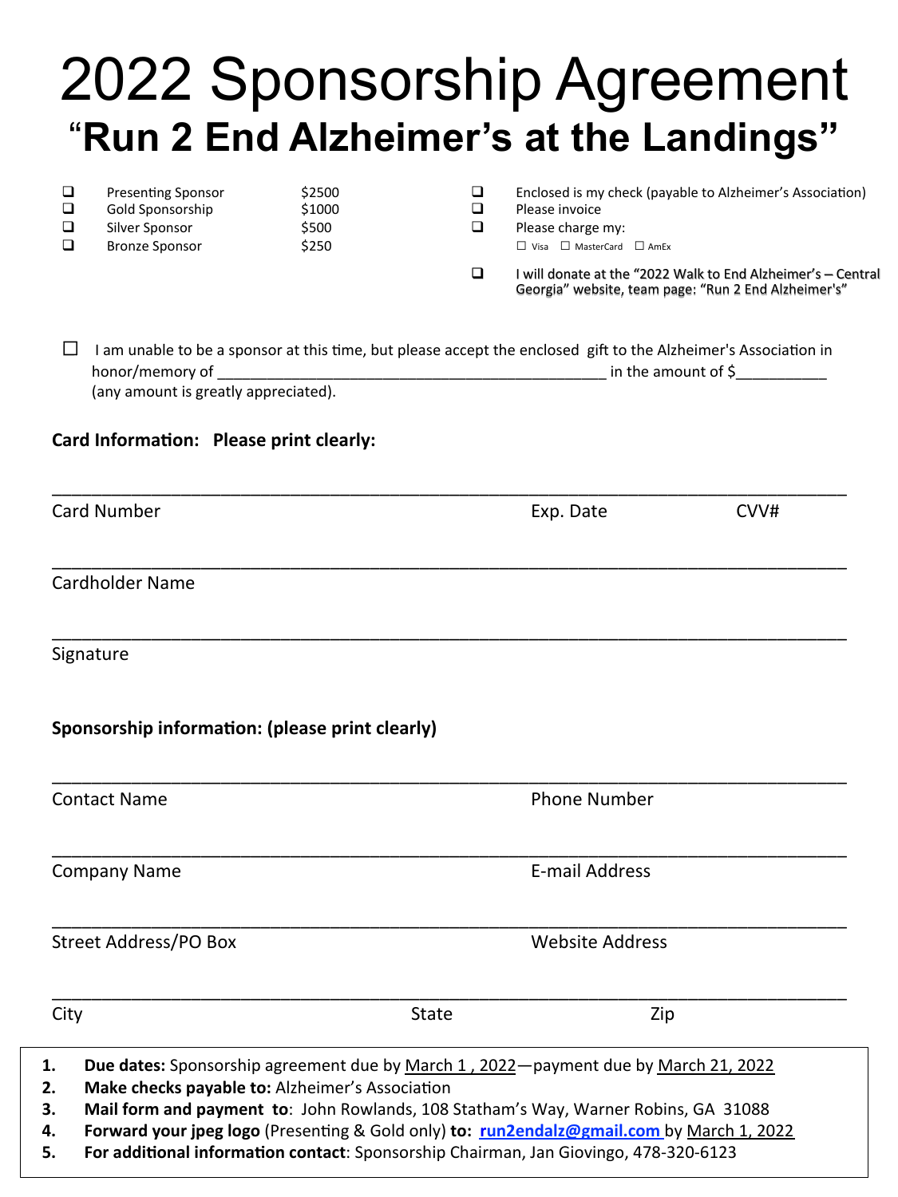# 2022 Sponsorship Agreement

## "Run 2 End Alzheimer's at the Landings"

- ❑ Presenting Sponsor $2500
- ❑ Gold Sponsorship $1000
- ❑ Silver Sponsor $500
- ❑ Bronze Sponsor $250

- ❑ Enclosed is my check (payable to Alzheimer's Association)
- ❑ Please invoice
- ❑ Please charge my:
  ☐ Visa ☐ MasterCard ☐ AmEx
- ❑ I will donate at the "2022 Walk to End Alzheimer's – Central Georgia" website, team page: "Run 2 End Alzheimer's"

☐ I am unable to be a sponsor at this time, but please accept the enclosed gift to the Alzheimer's Association in honor/memory of ______________________________________________ in the amount of $__________ (any amount is greatly appreciated).

**Card Information: Please print clearly:**

_____________________________________________________________________________

Card Number Exp. Date CVV#

_____________________________________________________________________________

Cardholder Name

_____________________________________________________________________________

Signature

**Sponsorship information: (please print clearly)**

_____________________________________________________________________________

Contact Name Phone Number

_____________________________________________________________________________

Company Name E-mail Address

_____________________________________________________________________________

Street Address/PO Box Website Address

_____________________________________________________________________________

City State Zip

1. **Due dates:** Sponsorship agreement due by March 1 , 2022—payment due by March 21, 2022
2. **Make checks payable to:** Alzheimer's Association
3. **Mail form and payment to**: John Rowlands, 108 Statham's Way, Warner Robins, GA 31088
4. **Forward your jpeg logo** (Presenting & Gold only) **to:** run2endalz@gmail.com by March 1, 2022
5. **For additional information contact**: Sponsorship Chairman, Jan Giovingo, 478-320-6123